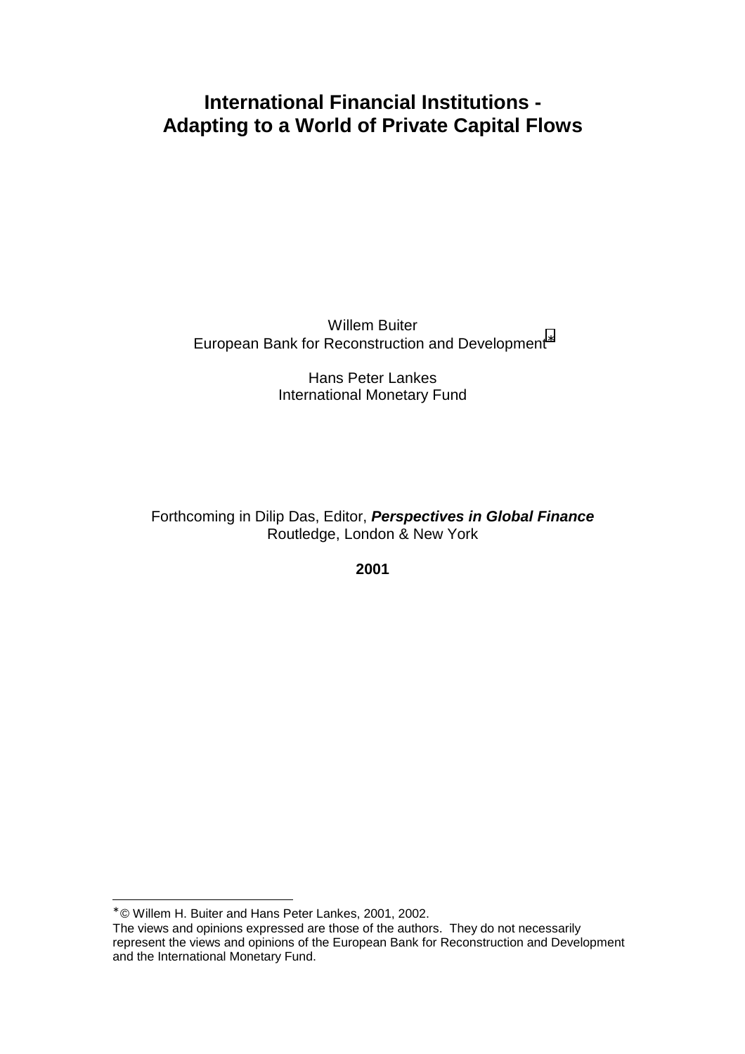# International Financial Institutions - Adapting to a World of Private Capital Flows

Willem Buiter
European Bank for Reconstruction and Development[*]

Hans Peter Lankes
International Monetary Fund

Forthcoming in Dilip Das, Editor, ***Perspectives in Global Finance***
Routledge, London & New York

**2001**

---

[*] © Willem H. Buiter and Hans Peter Lankes, 2001, 2002.
The views and opinions expressed are those of the authors. They do not necessarily represent the views and opinions of the European Bank for Reconstruction and Development and the International Monetary Fund.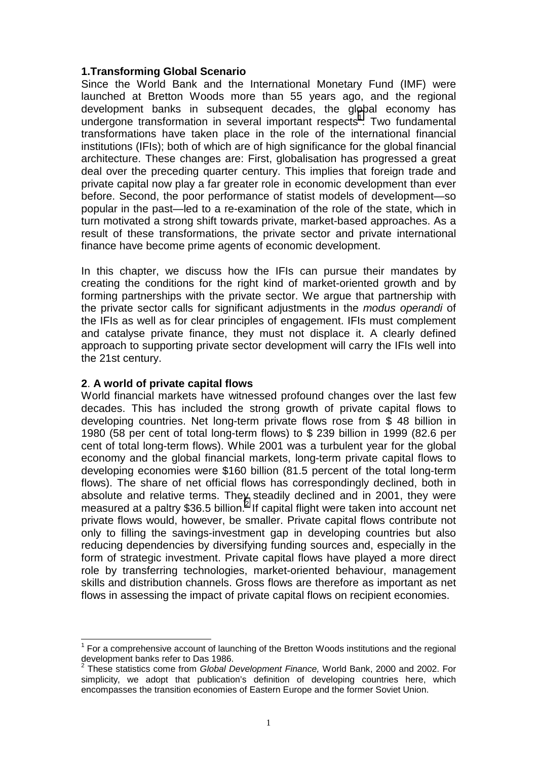## 1. Transforming Global Scenario

Since the World Bank and the International Monetary Fund (IMF) were launched at Bretton Woods more than 55 years ago, and the regional development banks in subsequent decades, the global economy has undergone transformation in several important respects[1]. Two fundamental transformations have taken place in the role of the international financial institutions (IFIs); both of which are of high significance for the global financial architecture. These changes are: First, globalisation has progressed a great deal over the preceding quarter century. This implies that foreign trade and private capital now play a far greater role in economic development than ever before. Second, the poor performance of statist models of development—so popular in the past—led to a re-examination of the role of the state, which in turn motivated a strong shift towards private, market-based approaches. As a result of these transformations, the private sector and private international finance have become prime agents of economic development.

In this chapter, we discuss how the IFIs can pursue their mandates by creating the conditions for the right kind of market-oriented growth and by forming partnerships with the private sector. We argue that partnership with the private sector calls for significant adjustments in the *modus operandi* of the IFIs as well as for clear principles of engagement. IFIs must complement and catalyse private finance, they must not displace it. A clearly defined approach to supporting private sector development will carry the IFIs well into the 21st century.

## 2. A world of private capital flows

World financial markets have witnessed profound changes over the last few decades. This has included the strong growth of private capital flows to developing countries. Net long-term private flows rose from $ 48 billion in 1980 (58 per cent of total long-term flows) to $ 239 billion in 1999 (82.6 per cent of total long-term flows). While 2001 was a turbulent year for the global economy and the global financial markets, long-term private capital flows to developing economies were $160 billion (81.5 percent of the total long-term flows). The share of net official flows has correspondingly declined, both in absolute and relative terms. They steadily declined and in 2001, they were measured at a paltry $36.5 billion.[2] If capital flight were taken into account net private flows would, however, be smaller. Private capital flows contribute not only to filling the savings-investment gap in developing countries but also reducing dependencies by diversifying funding sources and, especially in the form of strategic investment. Private capital flows have played a more direct role by transferring technologies, market-oriented behaviour, management skills and distribution channels. Gross flows are therefore as important as net flows in assessing the impact of private capital flows on recipient economies.

---

[1] For a comprehensive account of launching of the Bretton Woods institutions and the regional development banks refer to Das 1986.

[2] These statistics come from *Global Development Finance,* World Bank, 2000 and 2002. For simplicity, we adopt that publication's definition of developing countries here, which encompasses the transition economies of Eastern Europe and the former Soviet Union.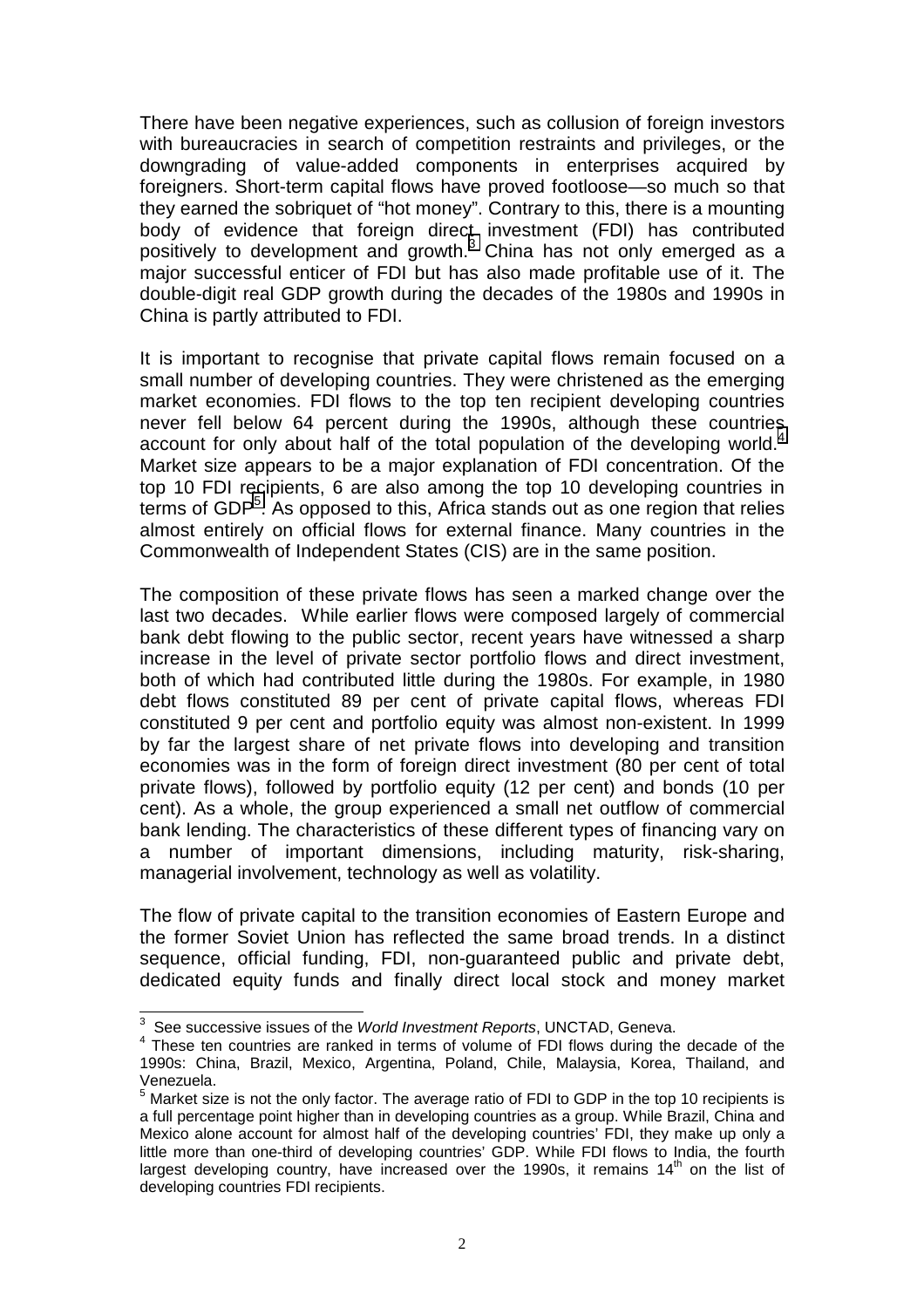There have been negative experiences, such as collusion of foreign investors with bureaucracies in search of competition restraints and privileges, or the downgrading of value-added components in enterprises acquired by foreigners. Short-term capital flows have proved footloose—so much so that they earned the sobriquet of "hot money". Contrary to this, there is a mounting body of evidence that foreign direct investment (FDI) has contributed positively to development and growth.[3] China has not only emerged as a major successful enticer of FDI but has also made profitable use of it. The double-digit real GDP growth during the decades of the 1980s and 1990s in China is partly attributed to FDI.

It is important to recognise that private capital flows remain focused on a small number of developing countries. They were christened as the emerging market economies. FDI flows to the top ten recipient developing countries never fell below 64 percent during the 1990s, although these countries account for only about half of the total population of the developing world.[4] Market size appears to be a major explanation of FDI concentration. Of the top 10 FDI recipients, 6 are also among the top 10 developing countries in terms of GDP[5]. As opposed to this, Africa stands out as one region that relies almost entirely on official flows for external finance. Many countries in the Commonwealth of Independent States (CIS) are in the same position.

The composition of these private flows has seen a marked change over the last two decades. While earlier flows were composed largely of commercial bank debt flowing to the public sector, recent years have witnessed a sharp increase in the level of private sector portfolio flows and direct investment, both of which had contributed little during the 1980s. For example, in 1980 debt flows constituted 89 per cent of private capital flows, whereas FDI constituted 9 per cent and portfolio equity was almost non-existent. In 1999 by far the largest share of net private flows into developing and transition economies was in the form of foreign direct investment (80 per cent of total private flows), followed by portfolio equity (12 per cent) and bonds (10 per cent). As a whole, the group experienced a small net outflow of commercial bank lending. The characteristics of these different types of financing vary on a number of important dimensions, including maturity, risk-sharing, managerial involvement, technology as well as volatility.

The flow of private capital to the transition economies of Eastern Europe and the former Soviet Union has reflected the same broad trends. In a distinct sequence, official funding, FDI, non-guaranteed public and private debt, dedicated equity funds and finally direct local stock and money market

---

[3] See successive issues of the *World Investment Reports*, UNCTAD, Geneva.

[4] These ten countries are ranked in terms of volume of FDI flows during the decade of the 1990s: China, Brazil, Mexico, Argentina, Poland, Chile, Malaysia, Korea, Thailand, and Venezuela.

[5] Market size is not the only factor. The average ratio of FDI to GDP in the top 10 recipients is a full percentage point higher than in developing countries as a group. While Brazil, China and Mexico alone account for almost half of the developing countries' FDI, they make up only a little more than one-third of developing countries' GDP. While FDI flows to India, the fourth largest developing country, have increased over the 1990s, it remains 14th on the list of developing countries FDI recipients.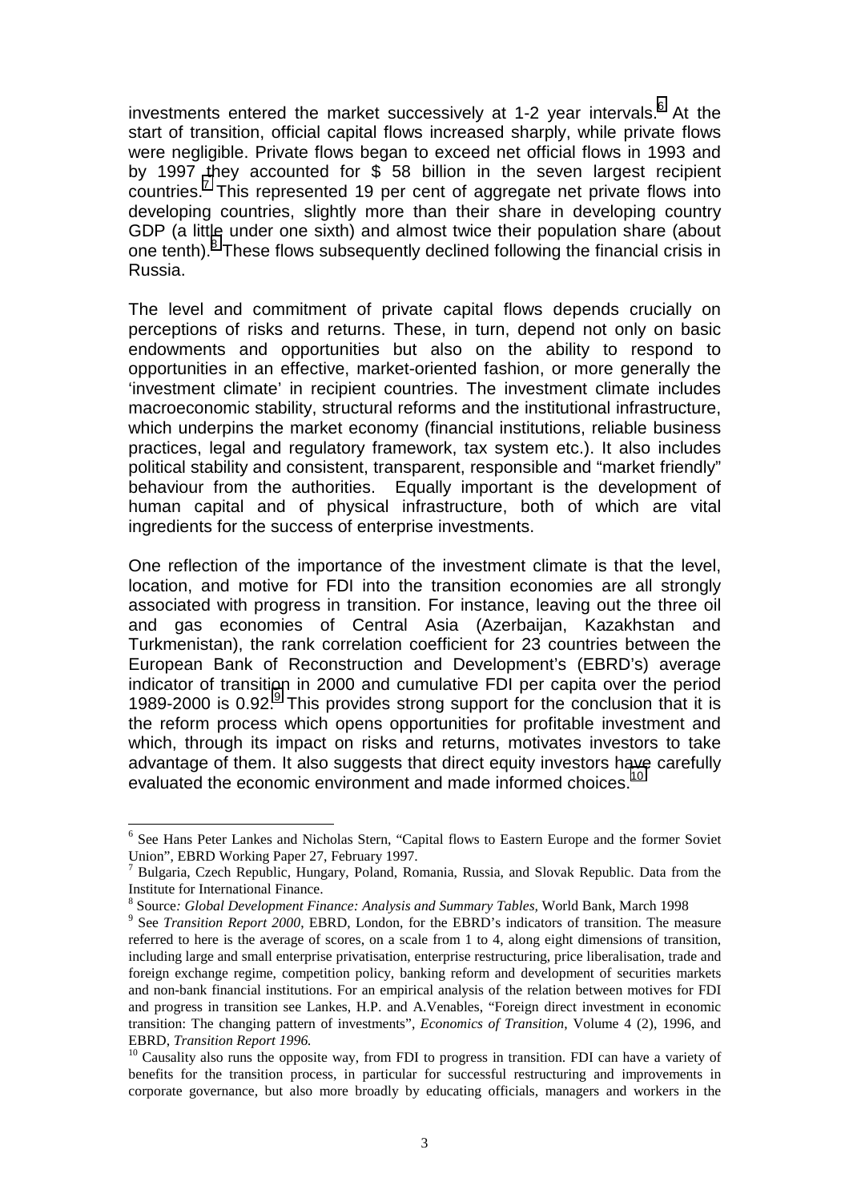investments entered the market successively at 1-2 year intervals.[6] At the start of transition, official capital flows increased sharply, while private flows were negligible. Private flows began to exceed net official flows in 1993 and by 1997 they accounted for $ 58 billion in the seven largest recipient countries.[7] This represented 19 per cent of aggregate net private flows into developing countries, slightly more than their share in developing country GDP (a little under one sixth) and almost twice their population share (about one tenth).[8] These flows subsequently declined following the financial crisis in Russia.

The level and commitment of private capital flows depends crucially on perceptions of risks and returns. These, in turn, depend not only on basic endowments and opportunities but also on the ability to respond to opportunities in an effective, market-oriented fashion, or more generally the 'investment climate' in recipient countries. The investment climate includes macroeconomic stability, structural reforms and the institutional infrastructure, which underpins the market economy (financial institutions, reliable business practices, legal and regulatory framework, tax system etc.). It also includes political stability and consistent, transparent, responsible and "market friendly" behaviour from the authorities. Equally important is the development of human capital and of physical infrastructure, both of which are vital ingredients for the success of enterprise investments.

One reflection of the importance of the investment climate is that the level, location, and motive for FDI into the transition economies are all strongly associated with progress in transition. For instance, leaving out the three oil and gas economies of Central Asia (Azerbaijan, Kazakhstan and Turkmenistan), the rank correlation coefficient for 23 countries between the European Bank of Reconstruction and Development's (EBRD's) average indicator of transition in 2000 and cumulative FDI per capita over the period 1989-2000 is 0.92.[9] This provides strong support for the conclusion that it is the reform process which opens opportunities for profitable investment and which, through its impact on risks and returns, motivates investors to take advantage of them. It also suggests that direct equity investors have carefully evaluated the economic environment and made informed choices.[10]

---

[6] See Hans Peter Lankes and Nicholas Stern, "Capital flows to Eastern Europe and the former Soviet Union", EBRD Working Paper 27, February 1997.

[7] Bulgaria, Czech Republic, Hungary, Poland, Romania, Russia, and Slovak Republic. Data from the Institute for International Finance.

[8] Source*: Global Development Finance: Analysis and Summary Tables*, World Bank, March 1998

[9] See *Transition Report 2000*, EBRD, London, for the EBRD's indicators of transition. The measure referred to here is the average of scores, on a scale from 1 to 4, along eight dimensions of transition, including large and small enterprise privatisation, enterprise restructuring, price liberalisation, trade and foreign exchange regime, competition policy, banking reform and development of securities markets and non-bank financial institutions. For an empirical analysis of the relation between motives for FDI and progress in transition see Lankes, H.P. and A.Venables, "Foreign direct investment in economic transition: The changing pattern of investments", *Economics of Transition*, Volume 4 (2), 1996, and EBRD, *Transition Report 1996.*

[10] Causality also runs the opposite way, from FDI to progress in transition. FDI can have a variety of benefits for the transition process, in particular for successful restructuring and improvements in corporate governance, but also more broadly by educating officials, managers and workers in the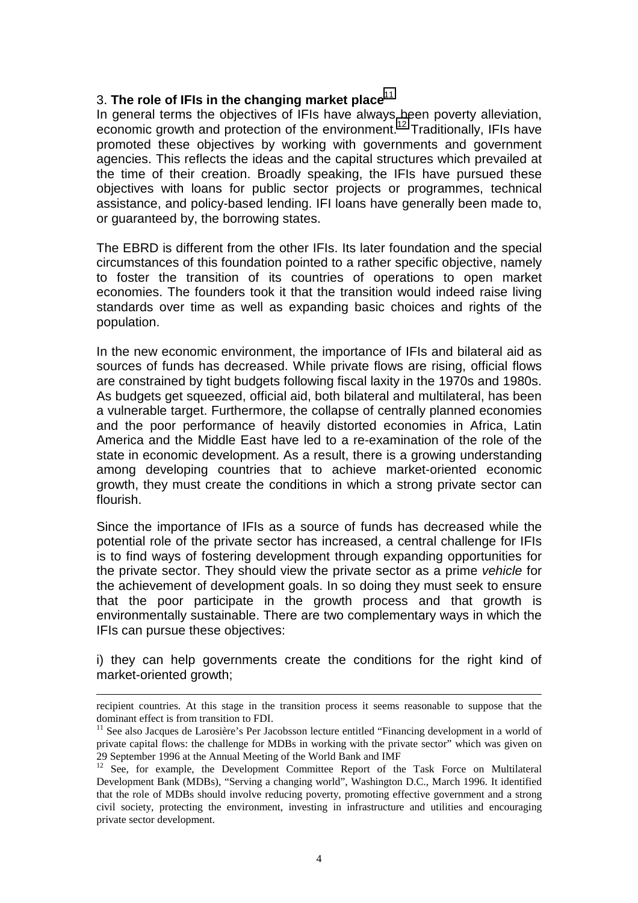## 3. **The role of IFIs in the changing market place**[11]

In general terms the objectives of IFIs have always been poverty alleviation, economic growth and protection of the environment.[12] Traditionally, IFIs have promoted these objectives by working with governments and government agencies. This reflects the ideas and the capital structures which prevailed at the time of their creation. Broadly speaking, the IFIs have pursued these objectives with loans for public sector projects or programmes, technical assistance, and policy-based lending. IFI loans have generally been made to, or guaranteed by, the borrowing states.

The EBRD is different from the other IFIs. Its later foundation and the special circumstances of this foundation pointed to a rather specific objective, namely to foster the transition of its countries of operations to open market economies. The founders took it that the transition would indeed raise living standards over time as well as expanding basic choices and rights of the population.

In the new economic environment, the importance of IFIs and bilateral aid as sources of funds has decreased. While private flows are rising, official flows are constrained by tight budgets following fiscal laxity in the 1970s and 1980s. As budgets get squeezed, official aid, both bilateral and multilateral, has been a vulnerable target. Furthermore, the collapse of centrally planned economies and the poor performance of heavily distorted economies in Africa, Latin America and the Middle East have led to a re-examination of the role of the state in economic development. As a result, there is a growing understanding among developing countries that to achieve market-oriented economic growth, they must create the conditions in which a strong private sector can flourish.

Since the importance of IFIs as a source of funds has decreased while the potential role of the private sector has increased, a central challenge for IFIs is to find ways of fostering development through expanding opportunities for the private sector. They should view the private sector as a prime *vehicle* for the achievement of development goals. In so doing they must seek to ensure that the poor participate in the growth process and that growth is environmentally sustainable. There are two complementary ways in which the IFIs can pursue these objectives:

i) they can help governments create the conditions for the right kind of market-oriented growth;

---

recipient countries. At this stage in the transition process it seems reasonable to suppose that the dominant effect is from transition to FDI.

[11] See also Jacques de Larosière's Per Jacobsson lecture entitled "Financing development in a world of private capital flows: the challenge for MDBs in working with the private sector" which was given on 29 September 1996 at the Annual Meeting of the World Bank and IMF

[12] See, for example, the Development Committee Report of the Task Force on Multilateral Development Bank (MDBs), "Serving a changing world", Washington D.C., March 1996. It identified that the role of MDBs should involve reducing poverty, promoting effective government and a strong civil society, protecting the environment, investing in infrastructure and utilities and encouraging private sector development.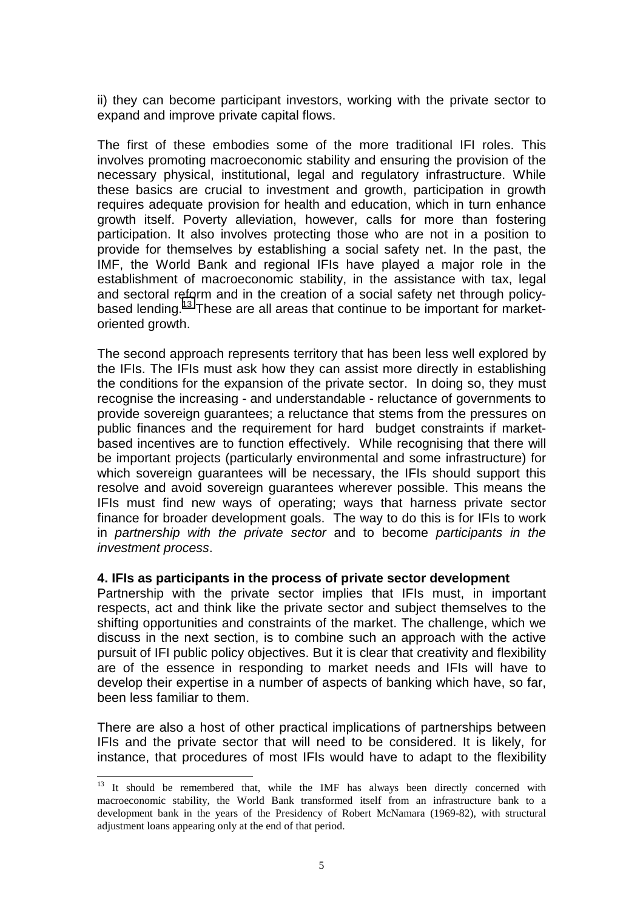ii) they can become participant investors, working with the private sector to expand and improve private capital flows.

The first of these embodies some of the more traditional IFI roles. This involves promoting macroeconomic stability and ensuring the provision of the necessary physical, institutional, legal and regulatory infrastructure. While these basics are crucial to investment and growth, participation in growth requires adequate provision for health and education, which in turn enhance growth itself. Poverty alleviation, however, calls for more than fostering participation. It also involves protecting those who are not in a position to provide for themselves by establishing a social safety net. In the past, the IMF, the World Bank and regional IFIs have played a major role in the establishment of macroeconomic stability, in the assistance with tax, legal and sectoral reform and in the creation of a social safety net through policy-based lending.[13] These are all areas that continue to be important for market-oriented growth.

The second approach represents territory that has been less well explored by the IFIs. The IFIs must ask how they can assist more directly in establishing the conditions for the expansion of the private sector. In doing so, they must recognise the increasing - and understandable - reluctance of governments to provide sovereign guarantees; a reluctance that stems from the pressures on public finances and the requirement for hard budget constraints if market-based incentives are to function effectively. While recognising that there will be important projects (particularly environmental and some infrastructure) for which sovereign guarantees will be necessary, the IFIs should support this resolve and avoid sovereign guarantees wherever possible. This means the IFIs must find new ways of operating; ways that harness private sector finance for broader development goals. The way to do this is for IFIs to work in *partnership with the private sector* and to become *participants in the investment process*.

**4. IFIs as participants in the process of private sector development**

Partnership with the private sector implies that IFIs must, in important respects, act and think like the private sector and subject themselves to the shifting opportunities and constraints of the market. The challenge, which we discuss in the next section, is to combine such an approach with the active pursuit of IFI public policy objectives. But it is clear that creativity and flexibility are of the essence in responding to market needs and IFIs will have to develop their expertise in a number of aspects of banking which have, so far, been less familiar to them.

There are also a host of other practical implications of partnerships between IFIs and the private sector that will need to be considered. It is likely, for instance, that procedures of most IFIs would have to adapt to the flexibility

---

[13] It should be remembered that, while the IMF has always been directly concerned with macroeconomic stability, the World Bank transformed itself from an infrastructure bank to a development bank in the years of the Presidency of Robert McNamara (1969-82), with structural adjustment loans appearing only at the end of that period.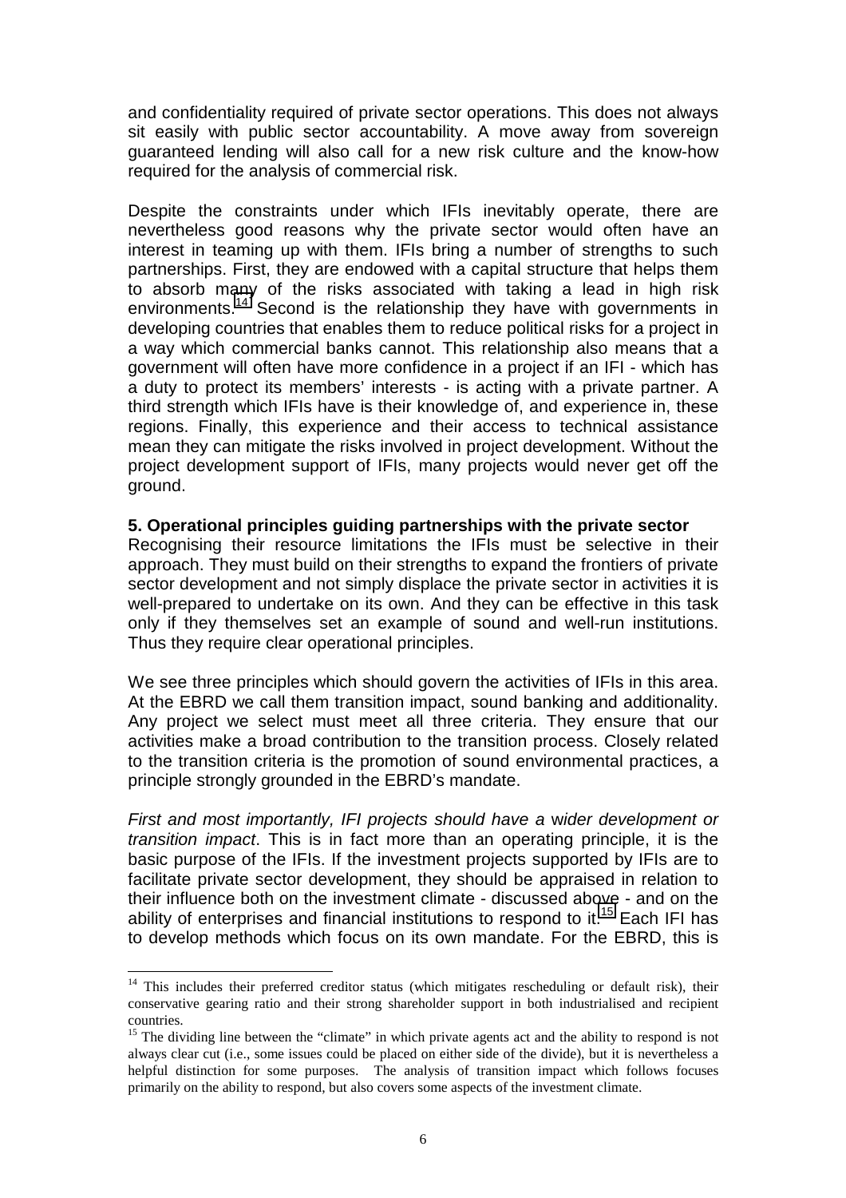and confidentiality required of private sector operations. This does not always sit easily with public sector accountability. A move away from sovereign guaranteed lending will also call for a new risk culture and the know-how required for the analysis of commercial risk.

Despite the constraints under which IFIs inevitably operate, there are nevertheless good reasons why the private sector would often have an interest in teaming up with them. IFIs bring a number of strengths to such partnerships. First, they are endowed with a capital structure that helps them to absorb many of the risks associated with taking a lead in high risk environments.[14] Second is the relationship they have with governments in developing countries that enables them to reduce political risks for a project in a way which commercial banks cannot. This relationship also means that a government will often have more confidence in a project if an IFI - which has a duty to protect its members' interests - is acting with a private partner. A third strength which IFIs have is their knowledge of, and experience in, these regions. Finally, this experience and their access to technical assistance mean they can mitigate the risks involved in project development. Without the project development support of IFIs, many projects would never get off the ground.

**5. Operational principles guiding partnerships with the private sector**

Recognising their resource limitations the IFIs must be selective in their approach. They must build on their strengths to expand the frontiers of private sector development and not simply displace the private sector in activities it is well-prepared to undertake on its own. And they can be effective in this task only if they themselves set an example of sound and well-run institutions. Thus they require clear operational principles.

We see three principles which should govern the activities of IFIs in this area. At the EBRD we call them transition impact, sound banking and additionality. Any project we select must meet all three criteria. They ensure that our activities make a broad contribution to the transition process. Closely related to the transition criteria is the promotion of sound environmental practices, a principle strongly grounded in the EBRD's mandate.

*First and most importantly, IFI projects should have a wider development or transition impact*. This is in fact more than an operating principle, it is the basic purpose of the IFIs. If the investment projects supported by IFIs are to facilitate private sector development, they should be appraised in relation to their influence both on the investment climate - discussed above - and on the ability of enterprises and financial institutions to respond to it.[15] Each IFI has to develop methods which focus on its own mandate. For the EBRD, this is

---

[14] This includes their preferred creditor status (which mitigates rescheduling or default risk), their conservative gearing ratio and their strong shareholder support in both industrialised and recipient countries.

[15] The dividing line between the "climate" in which private agents act and the ability to respond is not always clear cut (i.e., some issues could be placed on either side of the divide), but it is nevertheless a helpful distinction for some purposes. The analysis of transition impact which follows focuses primarily on the ability to respond, but also covers some aspects of the investment climate.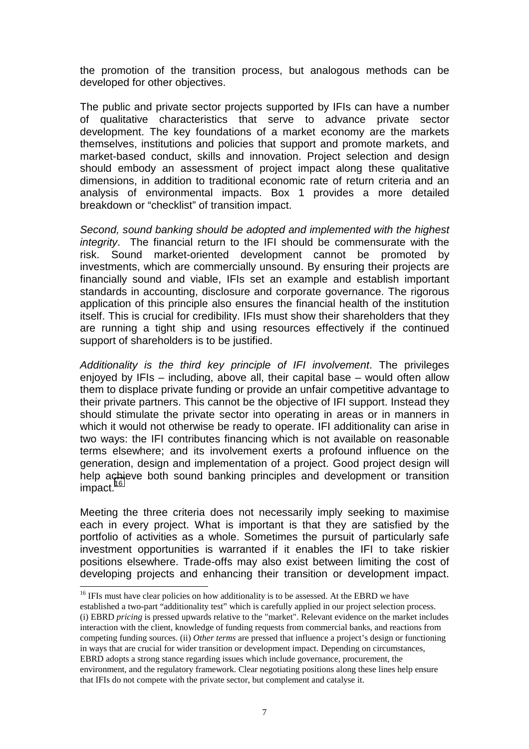the promotion of the transition process, but analogous methods can be developed for other objectives.

The public and private sector projects supported by IFIs can have a number of qualitative characteristics that serve to advance private sector development. The key foundations of a market economy are the markets themselves, institutions and policies that support and promote markets, and market-based conduct, skills and innovation. Project selection and design should embody an assessment of project impact along these qualitative dimensions, in addition to traditional economic rate of return criteria and an analysis of environmental impacts. Box 1 provides a more detailed breakdown or "checklist" of transition impact.

*Second, sound banking should be adopted and implemented with the highest integrity*. The financial return to the IFI should be commensurate with the risk. Sound market-oriented development cannot be promoted by investments, which are commercially unsound. By ensuring their projects are financially sound and viable, IFIs set an example and establish important standards in accounting, disclosure and corporate governance. The rigorous application of this principle also ensures the financial health of the institution itself. This is crucial for credibility. IFIs must show their shareholders that they are running a tight ship and using resources effectively if the continued support of shareholders is to be justified.

*Additionality is the third key principle of IFI involvement*. The privileges enjoyed by IFIs – including, above all, their capital base – would often allow them to displace private funding or provide an unfair competitive advantage to their private partners. This cannot be the objective of IFI support. Instead they should stimulate the private sector into operating in areas or in manners in which it would not otherwise be ready to operate. IFI additionality can arise in two ways: the IFI contributes financing which is not available on reasonable terms elsewhere; and its involvement exerts a profound influence on the generation, design and implementation of a project. Good project design will help achieve both sound banking principles and development or transition impact.[16]

Meeting the three criteria does not necessarily imply seeking to maximise each in every project. What is important is that they are satisfied by the portfolio of activities as a whole. Sometimes the pursuit of particularly safe investment opportunities is warranted if it enables the IFI to take riskier positions elsewhere. Trade-offs may also exist between limiting the cost of developing projects and enhancing their transition or development impact.

---

[16] IFIs must have clear policies on how additionality is to be assessed. At the EBRD we have established a two-part "additionality test" which is carefully applied in our project selection process. (i) EBRD *pricing* is pressed upwards relative to the "market". Relevant evidence on the market includes interaction with the client, knowledge of funding requests from commercial banks, and reactions from competing funding sources. (ii) *Other terms* are pressed that influence a project's design or functioning in ways that are crucial for wider transition or development impact. Depending on circumstances, EBRD adopts a strong stance regarding issues which include governance, procurement, the environment, and the regulatory framework. Clear negotiating positions along these lines help ensure that IFIs do not compete with the private sector, but complement and catalyse it.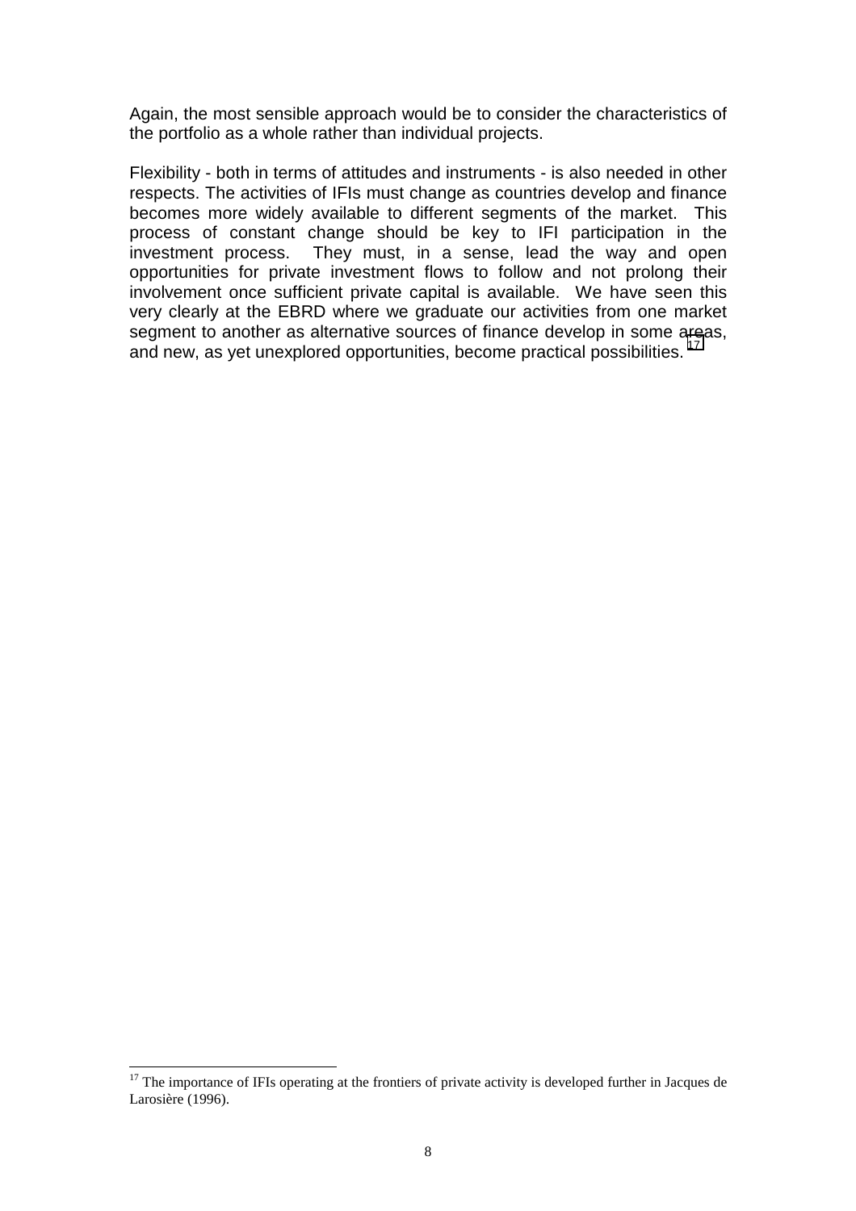Again, the most sensible approach would be to consider the characteristics of the portfolio as a whole rather than individual projects.

Flexibility - both in terms of attitudes and instruments - is also needed in other respects. The activities of IFIs must change as countries develop and finance becomes more widely available to different segments of the market. This process of constant change should be key to IFI participation in the investment process. They must, in a sense, lead the way and open opportunities for private investment flows to follow and not prolong their involvement once sufficient private capital is available. We have seen this very clearly at the EBRD where we graduate our activities from one market segment to another as alternative sources of finance develop in some areas, and new, as yet unexplored opportunities, become practical possibilities.[17]

---

[17] The importance of IFIs operating at the frontiers of private activity is developed further in Jacques de Larosière (1996).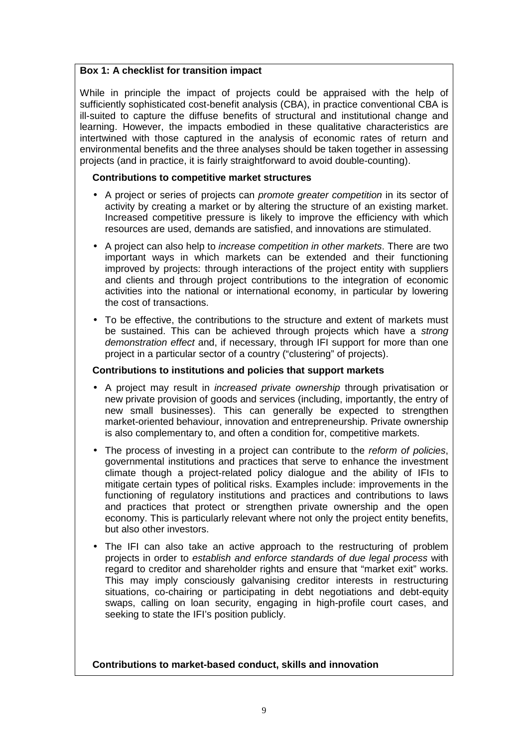**Box 1: A checklist for transition impact**

While in principle the impact of projects could be appraised with the help of sufficiently sophisticated cost-benefit analysis (CBA), in practice conventional CBA is ill-suited to capture the diffuse benefits of structural and institutional change and learning. However, the impacts embodied in these qualitative characteristics are intertwined with those captured in the analysis of economic rates of return and environmental benefits and the three analyses should be taken together in assessing projects (and in practice, it is fairly straightforward to avoid double-counting).

**Contributions to competitive market structures**

- A project or series of projects can *promote greater competition* in its sector of activity by creating a market or by altering the structure of an existing market. Increased competitive pressure is likely to improve the efficiency with which resources are used, demands are satisfied, and innovations are stimulated.
- A project can also help to *increase competition in other markets*. There are two important ways in which markets can be extended and their functioning improved by projects: through interactions of the project entity with suppliers and clients and through project contributions to the integration of economic activities into the national or international economy, in particular by lowering the cost of transactions.
- To be effective, the contributions to the structure and extent of markets must be sustained. This can be achieved through projects which have a *strong demonstration effect* and, if necessary, through IFI support for more than one project in a particular sector of a country ("clustering" of projects).

**Contributions to institutions and policies that support markets**

- A project may result in *increased private ownership* through privatisation or new private provision of goods and services (including, importantly, the entry of new small businesses). This can generally be expected to strengthen market-oriented behaviour, innovation and entrepreneurship. Private ownership is also complementary to, and often a condition for, competitive markets.
- The process of investing in a project can contribute to the *reform of policies*, governmental institutions and practices that serve to enhance the investment climate though a project-related policy dialogue and the ability of IFIs to mitigate certain types of political risks. Examples include: improvements in the functioning of regulatory institutions and practices and contributions to laws and practices that protect or strengthen private ownership and the open economy. This is particularly relevant where not only the project entity benefits, but also other investors.
- The IFI can also take an active approach to the restructuring of problem projects in order to *establish and enforce standards of due legal process* with regard to creditor and shareholder rights and ensure that "market exit" works. This may imply consciously galvanising creditor interests in restructuring situations, co-chairing or participating in debt negotiations and debt-equity swaps, calling on loan security, engaging in high-profile court cases, and seeking to state the IFI's position publicly.

**Contributions to market-based conduct, skills and innovation**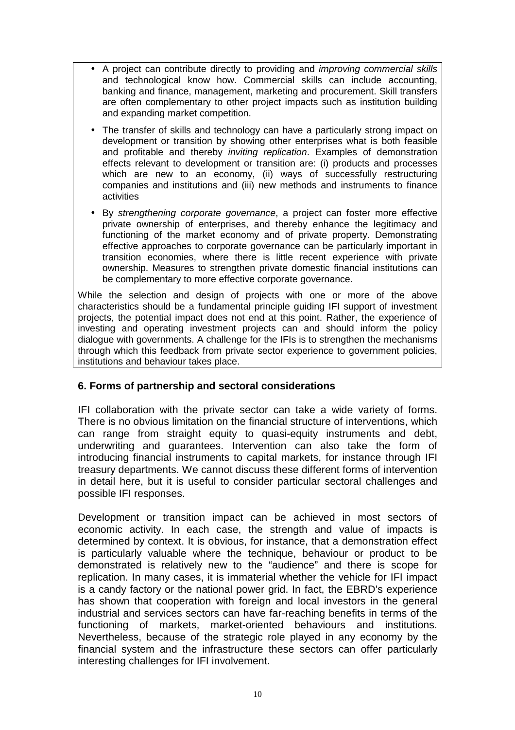- A project can contribute directly to providing and *improving commercial skills* and technological know how. Commercial skills can include accounting, banking and finance, management, marketing and procurement. Skill transfers are often complementary to other project impacts such as institution building and expanding market competition.

- The transfer of skills and technology can have a particularly strong impact on development or transition by showing other enterprises what is both feasible and profitable and thereby *inviting replication*. Examples of demonstration effects relevant to development or transition are: (i) products and processes which are new to an economy, (ii) ways of successfully restructuring companies and institutions and (iii) new methods and instruments to finance activities

- By *strengthening corporate governance*, a project can foster more effective private ownership of enterprises, and thereby enhance the legitimacy and functioning of the market economy and of private property. Demonstrating effective approaches to corporate governance can be particularly important in transition economies, where there is little recent experience with private ownership. Measures to strengthen private domestic financial institutions can be complementary to more effective corporate governance.

While the selection and design of projects with one or more of the above characteristics should be a fundamental principle guiding IFI support of investment projects, the potential impact does not end at this point. Rather, the experience of investing and operating investment projects can and should inform the policy dialogue with governments. A challenge for the IFIs is to strengthen the mechanisms through which this feedback from private sector experience to government policies, institutions and behaviour takes place.

## 6. Forms of partnership and sectoral considerations

IFI collaboration with the private sector can take a wide variety of forms. There is no obvious limitation on the financial structure of interventions, which can range from straight equity to quasi-equity instruments and debt, underwriting and guarantees. Intervention can also take the form of introducing financial instruments to capital markets, for instance through IFI treasury departments. We cannot discuss these different forms of intervention in detail here, but it is useful to consider particular sectoral challenges and possible IFI responses.

Development or transition impact can be achieved in most sectors of economic activity. In each case, the strength and value of impacts is determined by context. It is obvious, for instance, that a demonstration effect is particularly valuable where the technique, behaviour or product to be demonstrated is relatively new to the "audience" and there is scope for replication. In many cases, it is immaterial whether the vehicle for IFI impact is a candy factory or the national power grid. In fact, the EBRD's experience has shown that cooperation with foreign and local investors in the general industrial and services sectors can have far-reaching benefits in terms of the functioning of markets, market-oriented behaviours and institutions. Nevertheless, because of the strategic role played in any economy by the financial system and the infrastructure these sectors can offer particularly interesting challenges for IFI involvement.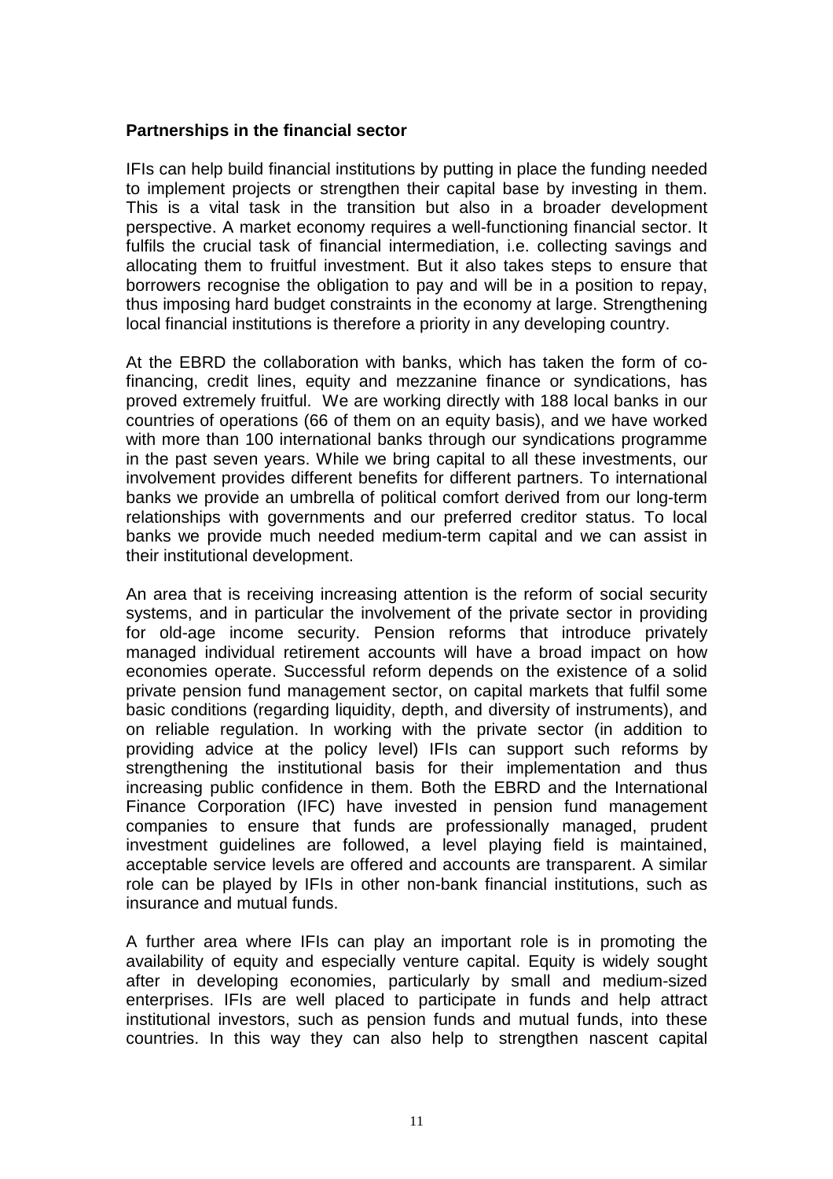**Partnerships in the financial sector**

IFIs can help build financial institutions by putting in place the funding needed to implement projects or strengthen their capital base by investing in them. This is a vital task in the transition but also in a broader development perspective. A market economy requires a well-functioning financial sector. It fulfils the crucial task of financial intermediation, i.e. collecting savings and allocating them to fruitful investment. But it also takes steps to ensure that borrowers recognise the obligation to pay and will be in a position to repay, thus imposing hard budget constraints in the economy at large. Strengthening local financial institutions is therefore a priority in any developing country.

At the EBRD the collaboration with banks, which has taken the form of co-financing, credit lines, equity and mezzanine finance or syndications, has proved extremely fruitful. We are working directly with 188 local banks in our countries of operations (66 of them on an equity basis), and we have worked with more than 100 international banks through our syndications programme in the past seven years. While we bring capital to all these investments, our involvement provides different benefits for different partners. To international banks we provide an umbrella of political comfort derived from our long-term relationships with governments and our preferred creditor status. To local banks we provide much needed medium-term capital and we can assist in their institutional development.

An area that is receiving increasing attention is the reform of social security systems, and in particular the involvement of the private sector in providing for old-age income security. Pension reforms that introduce privately managed individual retirement accounts will have a broad impact on how economies operate. Successful reform depends on the existence of a solid private pension fund management sector, on capital markets that fulfil some basic conditions (regarding liquidity, depth, and diversity of instruments), and on reliable regulation. In working with the private sector (in addition to providing advice at the policy level) IFIs can support such reforms by strengthening the institutional basis for their implementation and thus increasing public confidence in them. Both the EBRD and the International Finance Corporation (IFC) have invested in pension fund management companies to ensure that funds are professionally managed, prudent investment guidelines are followed, a level playing field is maintained, acceptable service levels are offered and accounts are transparent. A similar role can be played by IFIs in other non-bank financial institutions, such as insurance and mutual funds.

A further area where IFIs can play an important role is in promoting the availability of equity and especially venture capital. Equity is widely sought after in developing economies, particularly by small and medium-sized enterprises. IFIs are well placed to participate in funds and help attract institutional investors, such as pension funds and mutual funds, into these countries. In this way they can also help to strengthen nascent capital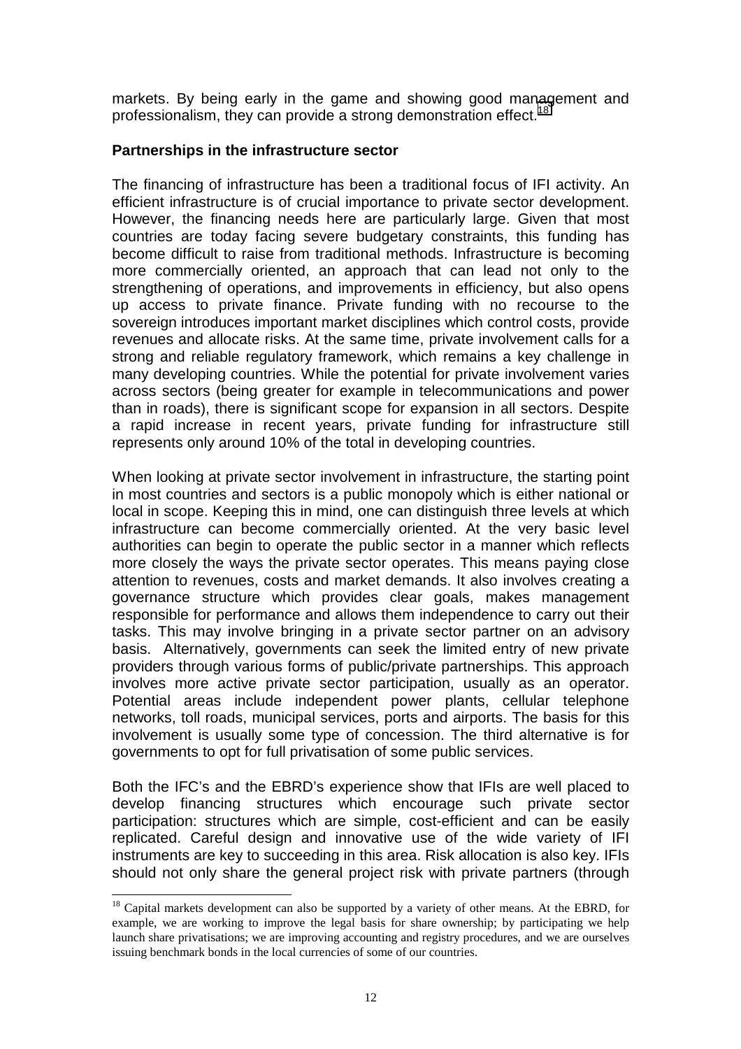markets. By being early in the game and showing good management and professionalism, they can provide a strong demonstration effect.[18]

**Partnerships in the infrastructure sector**

The financing of infrastructure has been a traditional focus of IFI activity. An efficient infrastructure is of crucial importance to private sector development. However, the financing needs here are particularly large. Given that most countries are today facing severe budgetary constraints, this funding has become difficult to raise from traditional methods. Infrastructure is becoming more commercially oriented, an approach that can lead not only to the strengthening of operations, and improvements in efficiency, but also opens up access to private finance. Private funding with no recourse to the sovereign introduces important market disciplines which control costs, provide revenues and allocate risks. At the same time, private involvement calls for a strong and reliable regulatory framework, which remains a key challenge in many developing countries. While the potential for private involvement varies across sectors (being greater for example in telecommunications and power than in roads), there is significant scope for expansion in all sectors. Despite a rapid increase in recent years, private funding for infrastructure still represents only around 10% of the total in developing countries.

When looking at private sector involvement in infrastructure, the starting point in most countries and sectors is a public monopoly which is either national or local in scope. Keeping this in mind, one can distinguish three levels at which infrastructure can become commercially oriented. At the very basic level authorities can begin to operate the public sector in a manner which reflects more closely the ways the private sector operates. This means paying close attention to revenues, costs and market demands. It also involves creating a governance structure which provides clear goals, makes management responsible for performance and allows them independence to carry out their tasks. This may involve bringing in a private sector partner on an advisory basis. Alternatively, governments can seek the limited entry of new private providers through various forms of public/private partnerships. This approach involves more active private sector participation, usually as an operator. Potential areas include independent power plants, cellular telephone networks, toll roads, municipal services, ports and airports. The basis for this involvement is usually some type of concession. The third alternative is for governments to opt for full privatisation of some public services.

Both the IFC's and the EBRD's experience show that IFIs are well placed to develop financing structures which encourage such private sector participation: structures which are simple, cost-efficient and can be easily replicated. Careful design and innovative use of the wide variety of IFI instruments are key to succeeding in this area. Risk allocation is also key. IFIs should not only share the general project risk with private partners (through

[18] Capital markets development can also be supported by a variety of other means. At the EBRD, for example, we are working to improve the legal basis for share ownership; by participating we help launch share privatisations; we are improving accounting and registry procedures, and we are ourselves issuing benchmark bonds in the local currencies of some of our countries.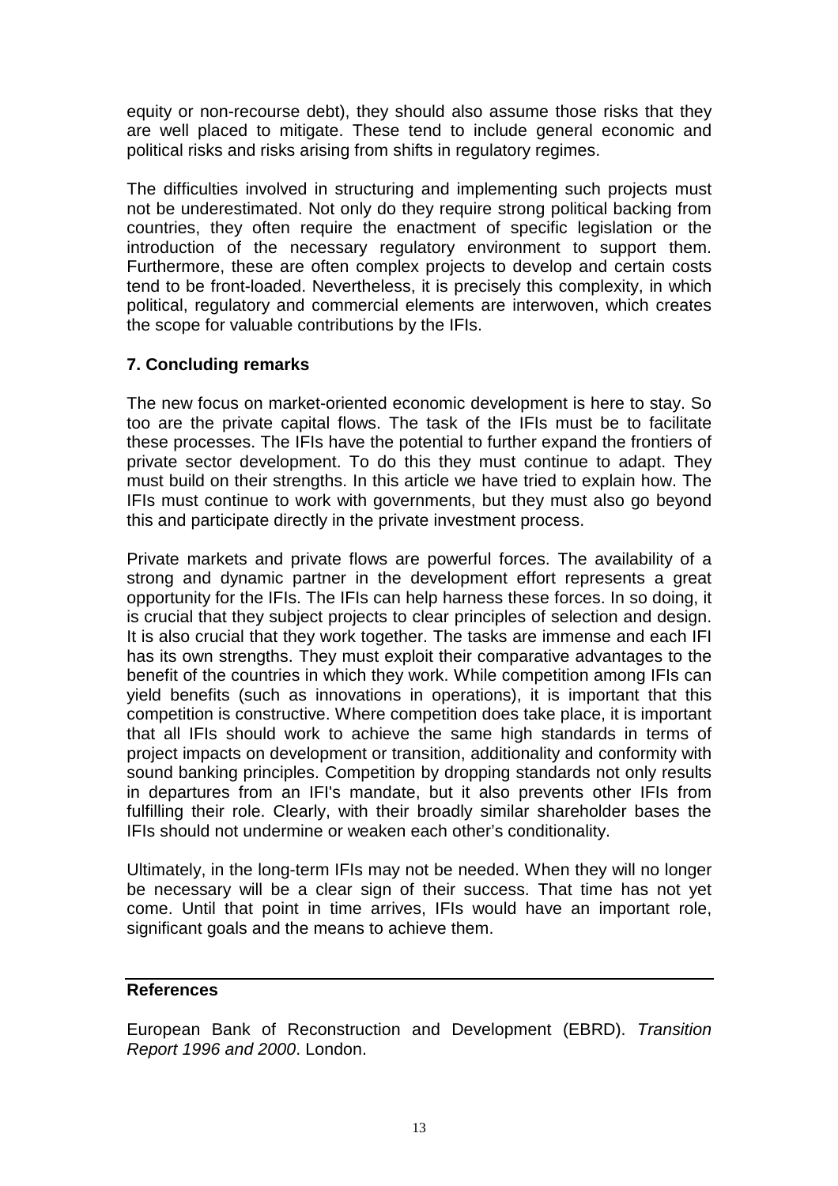equity or non-recourse debt), they should also assume those risks that they are well placed to mitigate. These tend to include general economic and political risks and risks arising from shifts in regulatory regimes.

The difficulties involved in structuring and implementing such projects must not be underestimated. Not only do they require strong political backing from countries, they often require the enactment of specific legislation or the introduction of the necessary regulatory environment to support them. Furthermore, these are often complex projects to develop and certain costs tend to be front-loaded. Nevertheless, it is precisely this complexity, in which political, regulatory and commercial elements are interwoven, which creates the scope for valuable contributions by the IFIs.

## 7. Concluding remarks

The new focus on market-oriented economic development is here to stay. So too are the private capital flows. The task of the IFIs must be to facilitate these processes. The IFIs have the potential to further expand the frontiers of private sector development. To do this they must continue to adapt. They must build on their strengths. In this article we have tried to explain how. The IFIs must continue to work with governments, but they must also go beyond this and participate directly in the private investment process.

Private markets and private flows are powerful forces. The availability of a strong and dynamic partner in the development effort represents a great opportunity for the IFIs. The IFIs can help harness these forces. In so doing, it is crucial that they subject projects to clear principles of selection and design. It is also crucial that they work together. The tasks are immense and each IFI has its own strengths. They must exploit their comparative advantages to the benefit of the countries in which they work. While competition among IFIs can yield benefits (such as innovations in operations), it is important that this competition is constructive. Where competition does take place, it is important that all IFIs should work to achieve the same high standards in terms of project impacts on development or transition, additionality and conformity with sound banking principles. Competition by dropping standards not only results in departures from an IFI's mandate, but it also prevents other IFIs from fulfilling their role. Clearly, with their broadly similar shareholder bases the IFIs should not undermine or weaken each other's conditionality.

Ultimately, in the long-term IFIs may not be needed. When they will no longer be necessary will be a clear sign of their success. That time has not yet come. Until that point in time arrives, IFIs would have an important role, significant goals and the means to achieve them.

## References

European Bank of Reconstruction and Development (EBRD). *Transition Report 1996 and 2000*. London.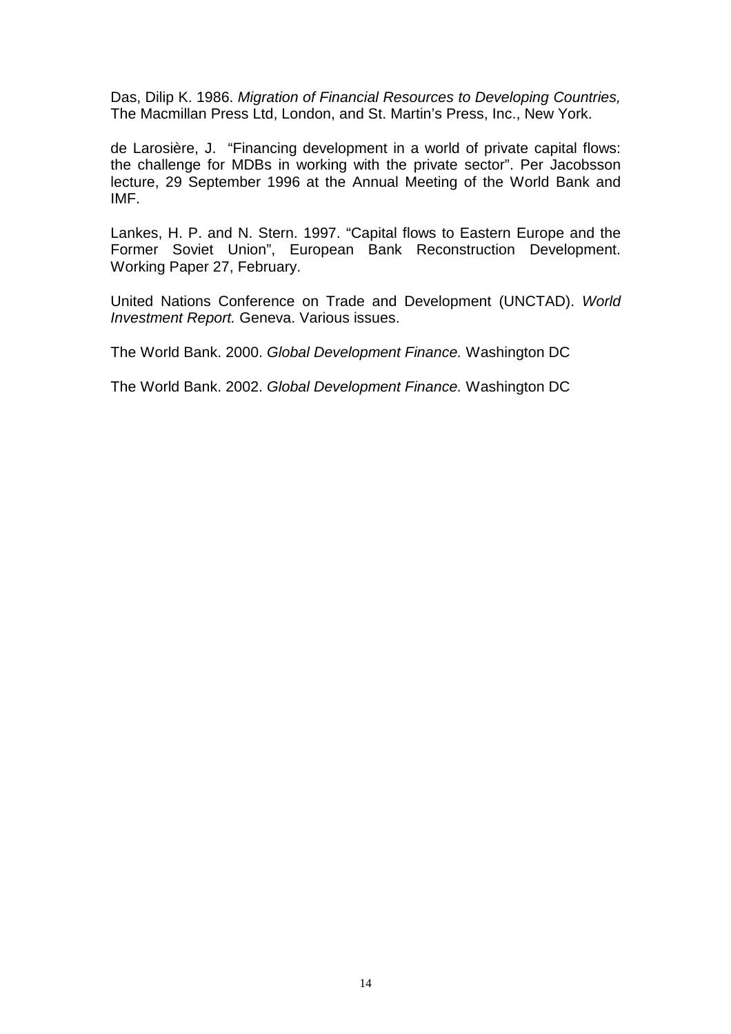Das, Dilip K. 1986. *Migration of Financial Resources to Developing Countries,* The Macmillan Press Ltd, London, and St. Martin's Press, Inc., New York.

de Larosière, J. "Financing development in a world of private capital flows: the challenge for MDBs in working with the private sector". Per Jacobsson lecture, 29 September 1996 at the Annual Meeting of the World Bank and IMF.

Lankes, H. P. and N. Stern. 1997. "Capital flows to Eastern Europe and the Former Soviet Union", European Bank Reconstruction Development. Working Paper 27, February.

United Nations Conference on Trade and Development (UNCTAD). *World Investment Report.* Geneva. Various issues.

The World Bank. 2000. *Global Development Finance.* Washington DC

The World Bank. 2002. *Global Development Finance.* Washington DC